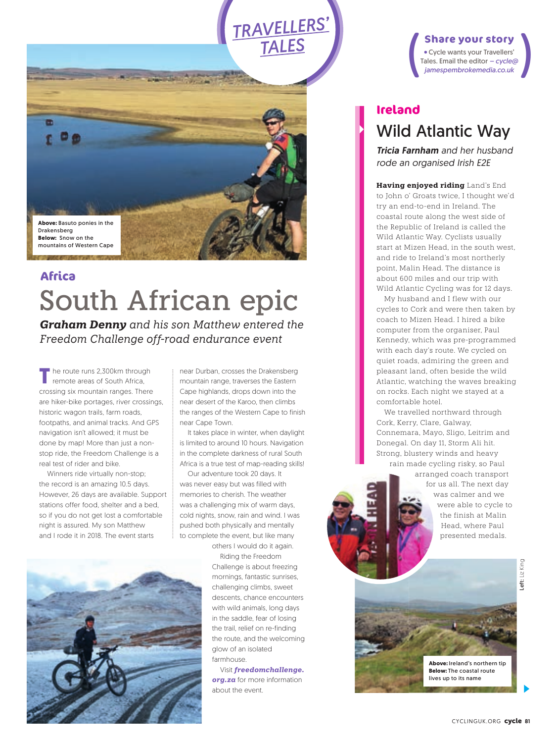# TRAVELLERS' TALES

**Share your story**

• Cycle wants your Travellers' Tales. Email the editor – *cycle@jamespembrokemedia.co.uk*

**Above:** Basuto ponies in the Drakensberg
**Below:** Snow on the mountains of Western Cape

## Africa

# South African epic

***Graham Denny** and his son Matthew entered the Freedom Challenge off-road endurance event*

The route runs 2,300km through remote areas of South Africa, crossing six mountain ranges. There are hiker-bike portages, river crossings, historic wagon trails, farm roads, footpaths, and animal tracks. And GPS navigation isn't allowed; it must be done by map! More than just a non-stop ride, the Freedom Challenge is a real test of rider and bike.

Winners ride virtually non-stop; the record is an amazing 10.5 days. However, 26 days are available. Support stations offer food, shelter and a bed, so if you do not get lost a comfortable night is assured. My son Matthew and I rode it in 2018. The event starts near Durban, crosses the Drakensberg mountain range, traverses the Eastern Cape highlands, drops down into the near desert of the Karoo, then climbs the ranges of the Western Cape to finish near Cape Town.

It takes place in winter, when daylight is limited to around 10 hours. Navigation in the complete darkness of rural South Africa is a true test of map-reading skills!

Our adventure took 20 days. It was never easy but was filled with memories to cherish. The weather was a challenging mix of warm days, cold nights, snow, rain and wind. I was pushed both physically and mentally to complete the event, but like many others I would do it again.

Riding the Freedom Challenge is about freezing mornings, fantastic sunrises, challenging climbs, sweet descents, chance encounters with wild animals, long days in the saddle, fear of losing the trail, relief on re-finding the route, and the welcoming glow of an isolated farmhouse.

Visit ***freedomchallenge.org.za*** for more information about the event.

## Ireland

# Wild Atlantic Way

***Tricia Farnham** and her husband rode an organised Irish E2E*

**Having enjoyed riding** Land's End to John o' Groats twice, I thought we'd try an end-to-end in Ireland. The coastal route along the west side of the Republic of Ireland is called the Wild Atlantic Way. Cyclists usually start at Mizen Head, in the south west, and ride to Ireland's most northerly point, Malin Head. The distance is about 600 miles and our trip with Wild Atlantic Cycling was for 12 days.

My husband and I flew with our cycles to Cork and were then taken by coach to Mizen Head. I hired a bike computer from the organiser, Paul Kennedy, which was pre-programmed with each day's route. We cycled on quiet roads, admiring the green and pleasant land, often beside the wild Atlantic, watching the waves breaking on rocks. Each night we stayed at a comfortable hotel.

We travelled northward through Cork, Kerry, Clare, Galway, Connemara, Mayo, Sligo, Leitrim and Donegal. On day 11, Storm Ali hit. Strong, blustery winds and heavy rain made cycling risky, so Paul arranged coach transport for us all. The next day was calmer and we were able to cycle to the finish at Malin Head, where Paul presented medals.

**Above:** Ireland's northern tip
**Below:** The coastal route lives up to its name

Left: Liz King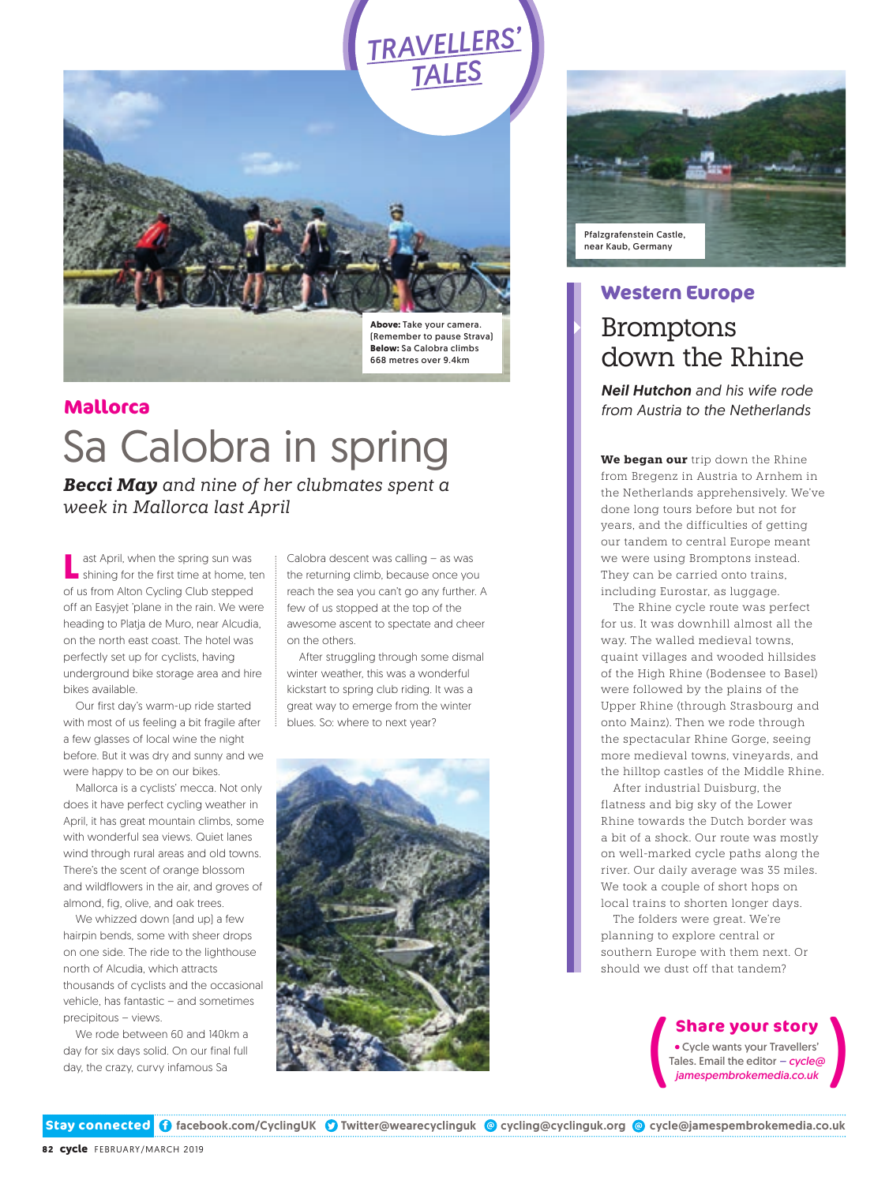# TRAVELLERS' TALES

**Above:** Take your camera. (Remember to pause Strava) **Below:** Sa Calobra climbs 668 metres over 9.4km

## Mallorca

# Sa Calobra in spring

***Becci May** and nine of her clubmates spent a week in Mallorca last April*

Last April, when the spring sun was shining for the first time at home, ten of us from Alton Cycling Club stepped off an Easyjet 'plane in the rain. We were heading to Platja de Muro, near Alcudia, on the north east coast. The hotel was perfectly set up for cyclists, having underground bike storage area and hire bikes available.

Our first day's warm-up ride started with most of us feeling a bit fragile after a few glasses of local wine the night before. But it was dry and sunny and we were happy to be on our bikes.

Mallorca is a cyclists' mecca. Not only does it have perfect cycling weather in April, it has great mountain climbs, some with wonderful sea views. Quiet lanes wind through rural areas and old towns. There's the scent of orange blossom and wildflowers in the air, and groves of almond, fig, olive, and oak trees.

We whizzed down (and up) a few hairpin bends, some with sheer drops on one side. The ride to the lighthouse north of Alcudia, which attracts thousands of cyclists and the occasional vehicle, has fantastic – and sometimes precipitous – views.

We rode between 60 and 140km a day for six days solid. On our final full day, the crazy, curvy infamous Sa Calobra descent was calling – as was the returning climb, because once you reach the sea you can't go any further. A few of us stopped at the top of the awesome ascent to spectate and cheer on the others.

After struggling through some dismal winter weather, this was a wonderful kickstart to spring club riding. It was a great way to emerge from the winter blues. So: where to next year?

Pfalzgrafenstein Castle, near Kaub, Germany

## Western Europe

# Bromptons down the Rhine

***Neil Hutchon** and his wife rode from Austria to the Netherlands*

**We began our** trip down the Rhine from Bregenz in Austria to Arnhem in the Netherlands apprehensively. We've done long tours before but not for years, and the difficulties of getting our tandem to central Europe meant we were using Bromptons instead. They can be carried onto trains, including Eurostar, as luggage.

The Rhine cycle route was perfect for us. It was downhill almost all the way. The walled medieval towns, quaint villages and wooded hillsides of the High Rhine (Bodensee to Basel) were followed by the plains of the Upper Rhine (through Strasbourg and onto Mainz). Then we rode through the spectacular Rhine Gorge, seeing more medieval towns, vineyards, and the hilltop castles of the Middle Rhine.

After industrial Duisburg, the flatness and big sky of the Lower Rhine towards the Dutch border was a bit of a shock. Our route was mostly on well-marked cycle paths along the river. Our daily average was 35 miles. We took a couple of short hops on local trains to shorten longer days.

The folders were great. We're planning to explore central or southern Europe with them next. Or should we dust off that tandem?

**Share your story**

• Cycle wants your Travellers' Tales. Email the editor – *cycle@jamespembrokemedia.co.uk*

**Stay connected** facebook.com/CyclingUK Twitter@wearecyclinguk cycling@cyclinguk.org cycle@jamespembrokemedia.co.uk